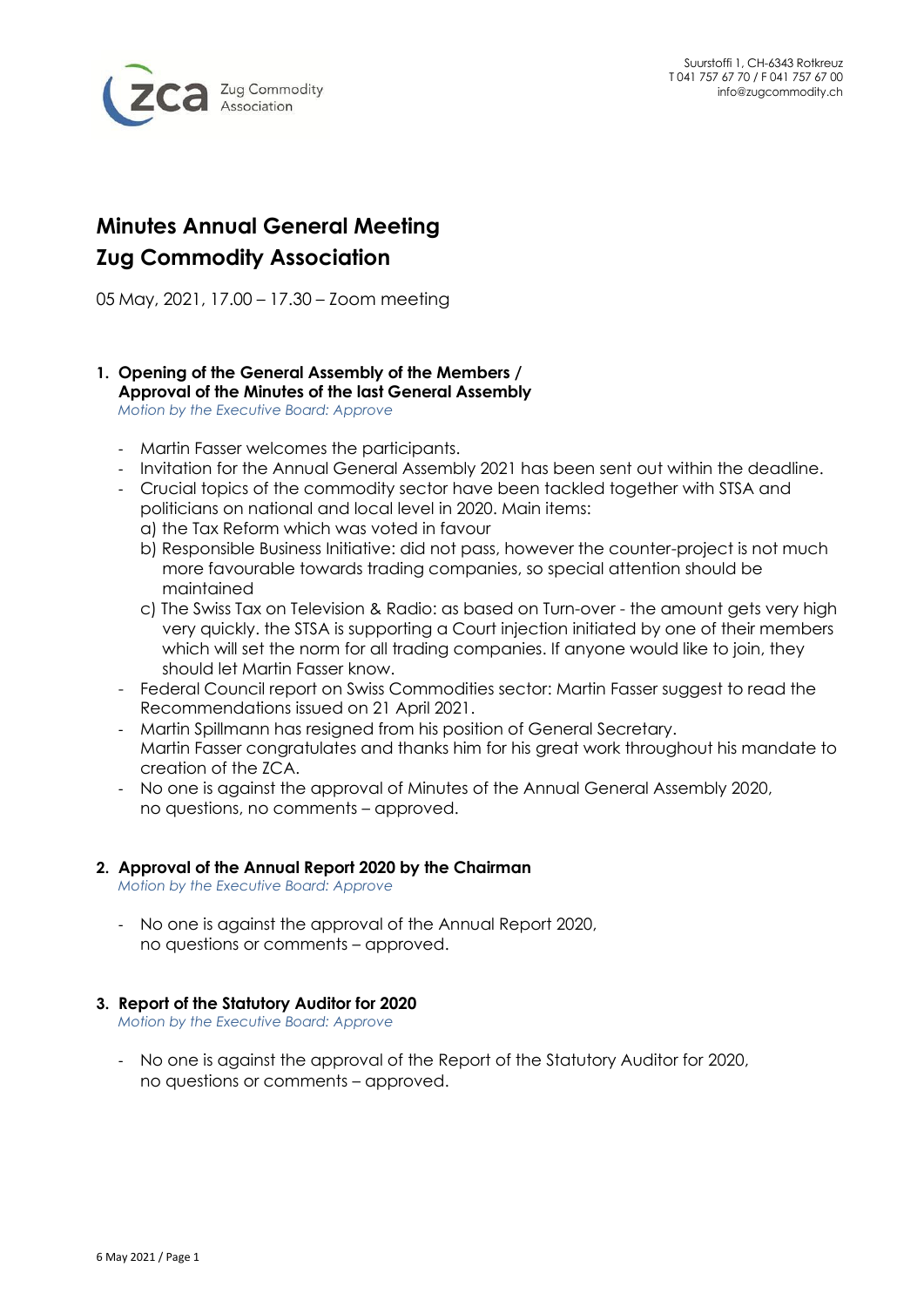Suurstoffi 1, CH-6343 Rotkreuz
T 041 757 67 70 / F 041 757 67 00
info@zugcommodity.ch

# Minutes Annual General Meeting
# Zug Commodity Association

05 May, 2021, 17.00 – 17.30 – Zoom meeting

**1. Opening of the General Assembly of the Members / Approval of the Minutes of the last General Assembly**
*Motion by the Executive Board: Approve*

- Martin Fasser welcomes the participants.
- Invitation for the Annual General Assembly 2021 has been sent out within the deadline.
- Crucial topics of the commodity sector have been tackled together with STSA and politicians on national and local level in 2020. Main items:
  a) the Tax Reform which was voted in favour
  b) Responsible Business Initiative: did not pass, however the counter-project is not much more favourable towards trading companies, so special attention should be maintained
  c) The Swiss Tax on Television & Radio: as based on Turn-over - the amount gets very high very quickly. the STSA is supporting a Court injection initiated by one of their members which will set the norm for all trading companies. If anyone would like to join, they should let Martin Fasser know.
- Federal Council report on Swiss Commodities sector: Martin Fasser suggest to read the Recommendations issued on 21 April 2021.
- Martin Spillmann has resigned from his position of General Secretary. Martin Fasser congratulates and thanks him for his great work throughout his mandate to creation of the ZCA.
- No one is against the approval of Minutes of the Annual General Assembly 2020, no questions, no comments – approved.

**2. Approval of the Annual Report 2020 by the Chairman**
*Motion by the Executive Board: Approve*

- No one is against the approval of the Annual Report 2020, no questions or comments – approved.

**3. Report of the Statutory Auditor for 2020**
*Motion by the Executive Board: Approve*

- No one is against the approval of the Report of the Statutory Auditor for 2020, no questions or comments – approved.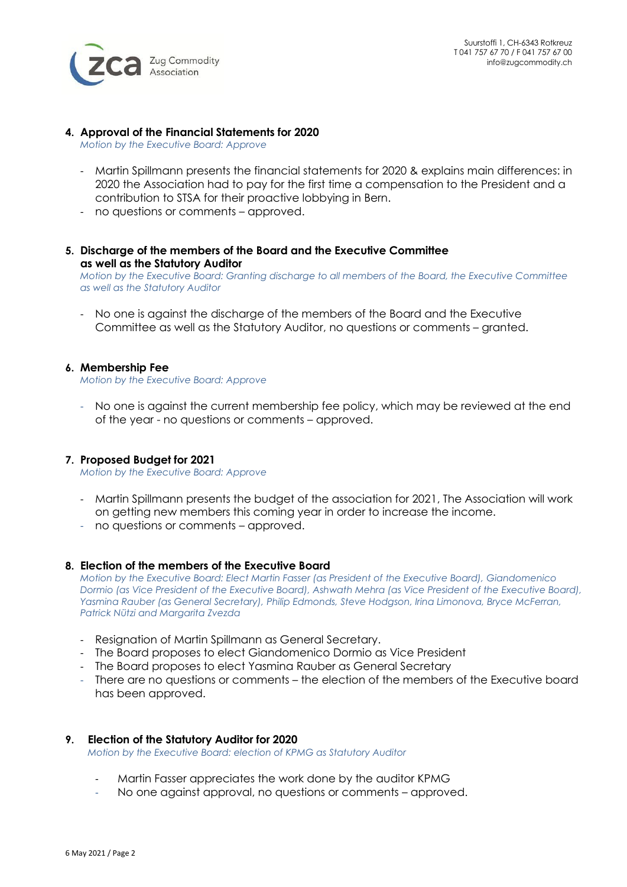**4. Approval of the Financial Statements for 2020**
*Motion by the Executive Board: Approve*

- Martin Spillmann presents the financial statements for 2020 & explains main differences: in 2020 the Association had to pay for the first time a compensation to the President and a contribution to STSA for their proactive lobbying in Bern.
- no questions or comments – approved.

**5. Discharge of the members of the Board and the Executive Committee as well as the Statutory Auditor**
*Motion by the Executive Board: Granting discharge to all members of the Board, the Executive Committee as well as the Statutory Auditor*

- No one is against the discharge of the members of the Board and the Executive Committee as well as the Statutory Auditor, no questions or comments – granted.

**6. Membership Fee**
*Motion by the Executive Board: Approve*

- No one is against the current membership fee policy, which may be reviewed at the end of the year - no questions or comments – approved.

**7. Proposed Budget for 2021**
*Motion by the Executive Board: Approve*

- Martin Spillmann presents the budget of the association for 2021, The Association will work on getting new members this coming year in order to increase the income.
- no questions or comments – approved.

**8. Election of the members of the Executive Board**
*Motion by the Executive Board: Elect Martin Fasser (as President of the Executive Board), Giandomenico Dormio (as Vice President of the Executive Board), Ashwath Mehra (as Vice President of the Executive Board), Yasmina Rauber (as General Secretary), Philip Edmonds, Steve Hodgson, Irina Limonova, Bryce McFerran, Patrick Nützi and Margarita Zvezda*

- Resignation of Martin Spillmann as General Secretary.
- The Board proposes to elect Giandomenico Dormio as Vice President
- The Board proposes to elect Yasmina Rauber as General Secretary
- There are no questions or comments – the election of the members of the Executive board has been approved.

**9. Election of the Statutory Auditor for 2020**
*Motion by the Executive Board: election of KPMG as Statutory Auditor*

- Martin Fasser appreciates the work done by the auditor KPMG
- No one against approval, no questions or comments – approved.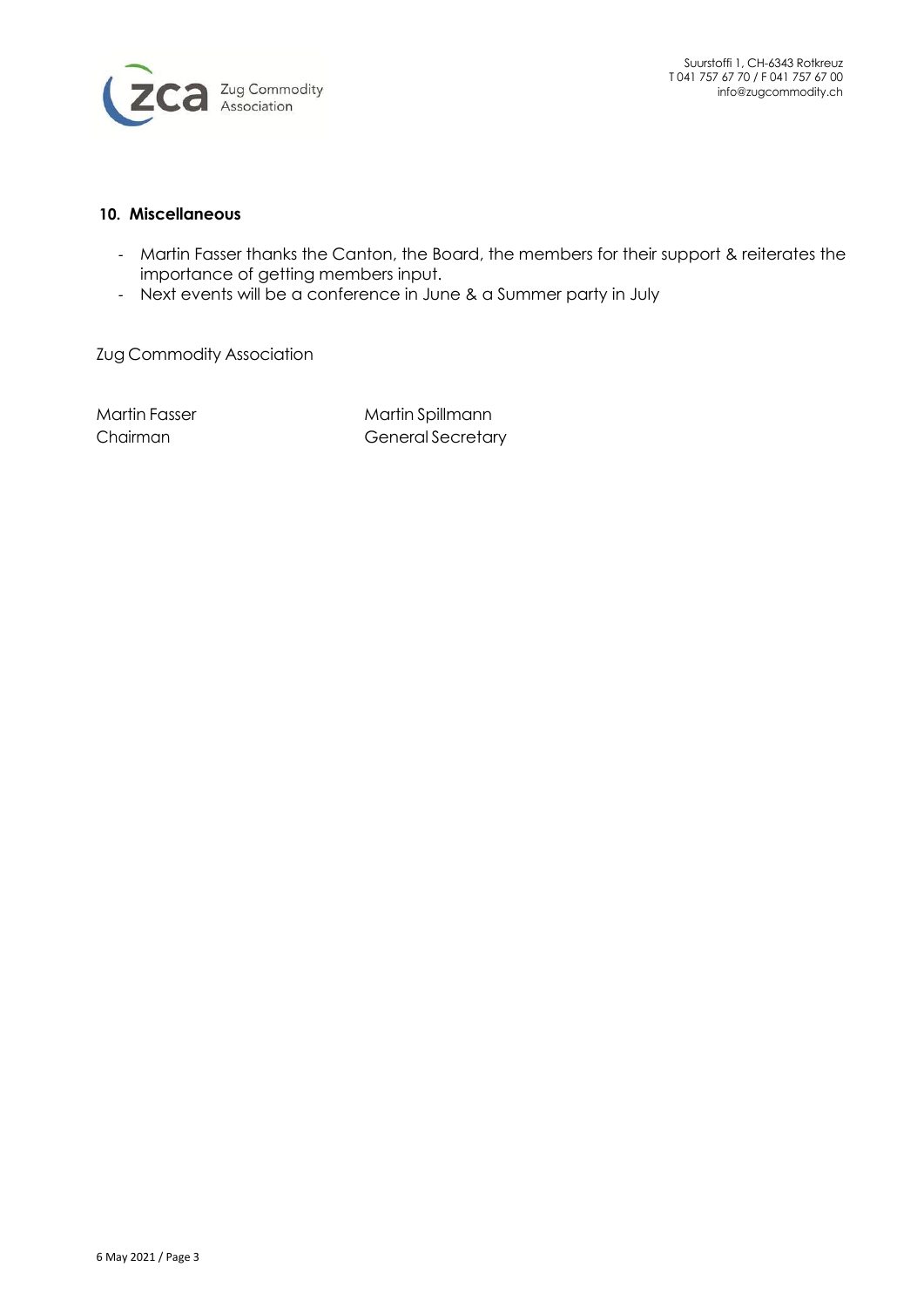## 10. Miscellaneous

- Martin Fasser thanks the Canton, the Board, the members for their support & reiterates the importance of getting members input.
- Next events will be a conference in June & a Summer party in July

Zug Commodity Association

| | |
|---|---|
| Martin Fasser | Martin Spillmann |
| Chairman | General Secretary |